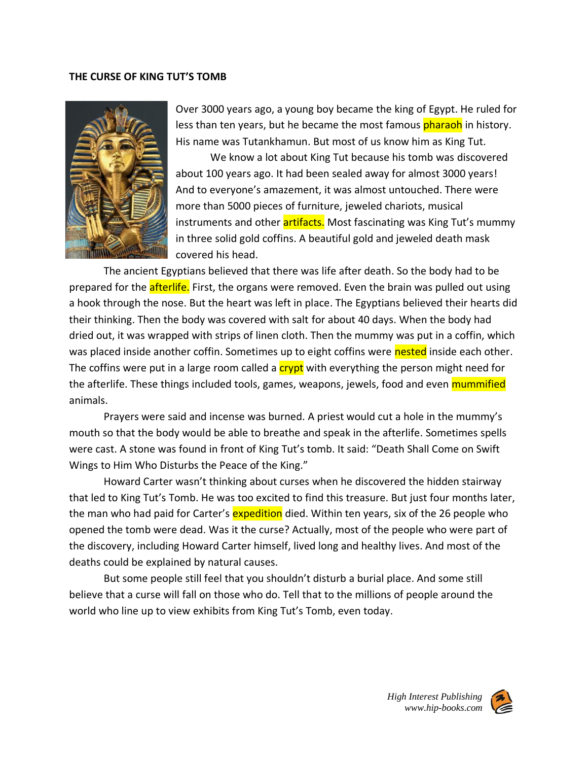**THE CURSE OF KING TUT'S TOMB**

Over 3000 years ago, a young boy became the king of Egypt. He ruled for less than ten years, but he became the most famous pharaoh in history. His name was Tutankhamun. But most of us know him as King Tut.

We know a lot about King Tut because his tomb was discovered about 100 years ago. It had been sealed away for almost 3000 years! And to everyone's amazement, it was almost untouched. There were more than 5000 pieces of furniture, jeweled chariots, musical instruments and other artifacts. Most fascinating was King Tut's mummy in three solid gold coffins. A beautiful gold and jeweled death mask covered his head.

The ancient Egyptians believed that there was life after death. So the body had to be prepared for the afterlife. First, the organs were removed. Even the brain was pulled out using a hook through the nose. But the heart was left in place. The Egyptians believed their hearts did their thinking. Then the body was covered with salt for about 40 days. When the body had dried out, it was wrapped with strips of linen cloth. Then the mummy was put in a coffin, which was placed inside another coffin. Sometimes up to eight coffins were nested inside each other. The coffins were put in a large room called a crypt with everything the person might need for the afterlife. These things included tools, games, weapons, jewels, food and even mummified animals.

Prayers were said and incense was burned. A priest would cut a hole in the mummy's mouth so that the body would be able to breathe and speak in the afterlife. Sometimes spells were cast. A stone was found in front of King Tut's tomb. It said: "Death Shall Come on Swift Wings to Him Who Disturbs the Peace of the King."

Howard Carter wasn't thinking about curses when he discovered the hidden stairway that led to King Tut's Tomb. He was too excited to find this treasure. But just four months later, the man who had paid for Carter's expedition died. Within ten years, six of the 26 people who opened the tomb were dead. Was it the curse? Actually, most of the people who were part of the discovery, including Howard Carter himself, lived long and healthy lives. And most of the deaths could be explained by natural causes.

But some people still feel that you shouldn't disturb a burial place. And some still believe that a curse will fall on those who do. Tell that to the millions of people around the world who line up to view exhibits from King Tut's Tomb, even today.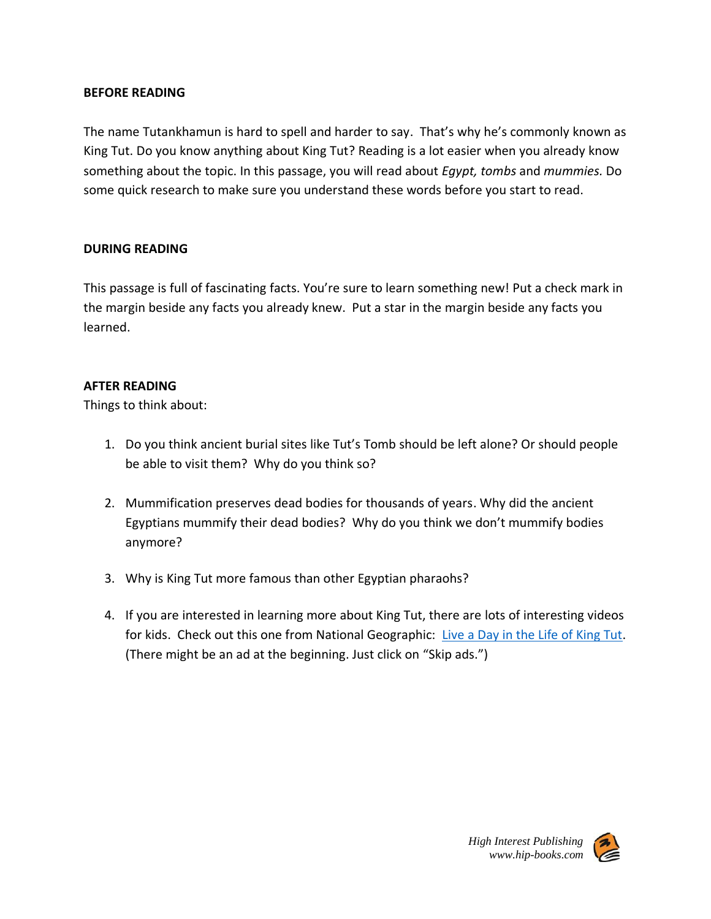**BEFORE READING**

The name Tutankhamun is hard to spell and harder to say. That's why he's commonly known as King Tut. Do you know anything about King Tut? Reading is a lot easier when you already know something about the topic. In this passage, you will read about *Egypt, tombs* and *mummies.* Do some quick research to make sure you understand these words before you start to read.

**DURING READING**

This passage is full of fascinating facts. You're sure to learn something new! Put a check mark in the margin beside any facts you already knew. Put a star in the margin beside any facts you learned.

**AFTER READING**

Things to think about:

1. Do you think ancient burial sites like Tut's Tomb should be left alone? Or should people be able to visit them? Why do you think so?

2. Mummification preserves dead bodies for thousands of years. Why did the ancient Egyptians mummify their dead bodies? Why do you think we don't mummify bodies anymore?

3. Why is King Tut more famous than other Egyptian pharaohs?

4. If you are interested in learning more about King Tut, there are lots of interesting videos for kids. Check out this one from National Geographic: Live a Day in the Life of King Tut. (There might be an ad at the beginning. Just click on "Skip ads.")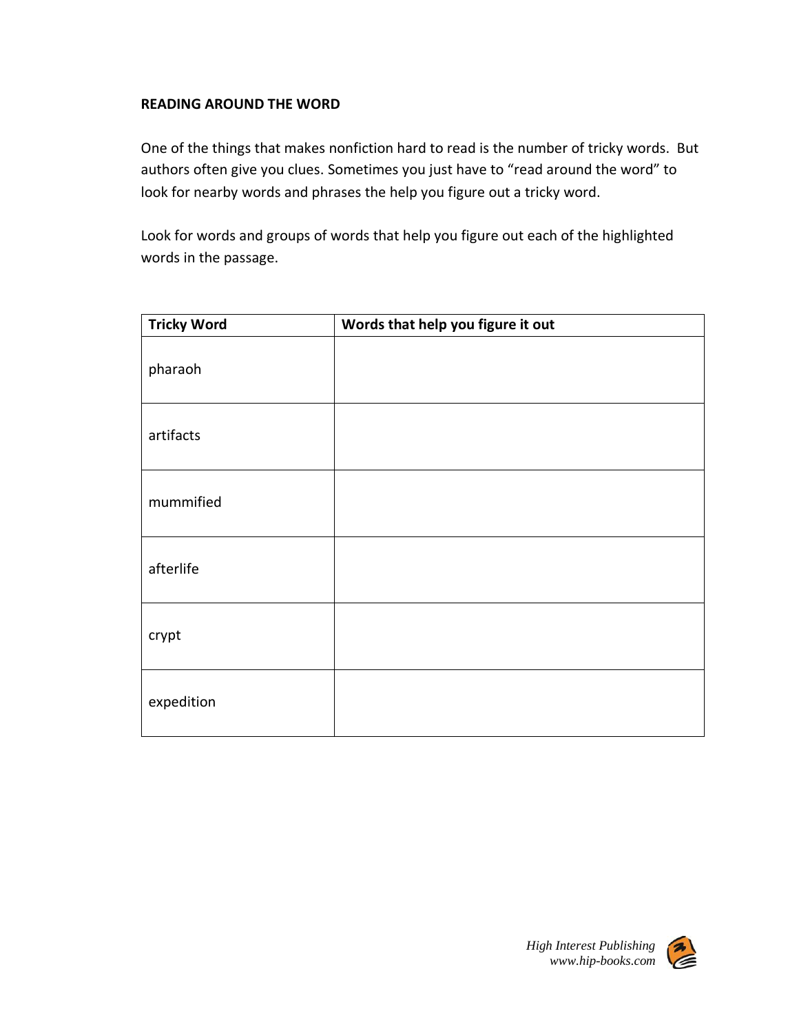**READING AROUND THE WORD**

One of the things that makes nonfiction hard to read is the number of tricky words. But authors often give you clues. Sometimes you just have to "read around the word" to look for nearby words and phrases the help you figure out a tricky word.

Look for words and groups of words that help you figure out each of the highlighted words in the passage.

| Tricky Word | Words that help you figure it out |
|---|---|
| pharaoh | |
| artifacts | |
| mummified | |
| afterlife | |
| crypt | |
| expedition | |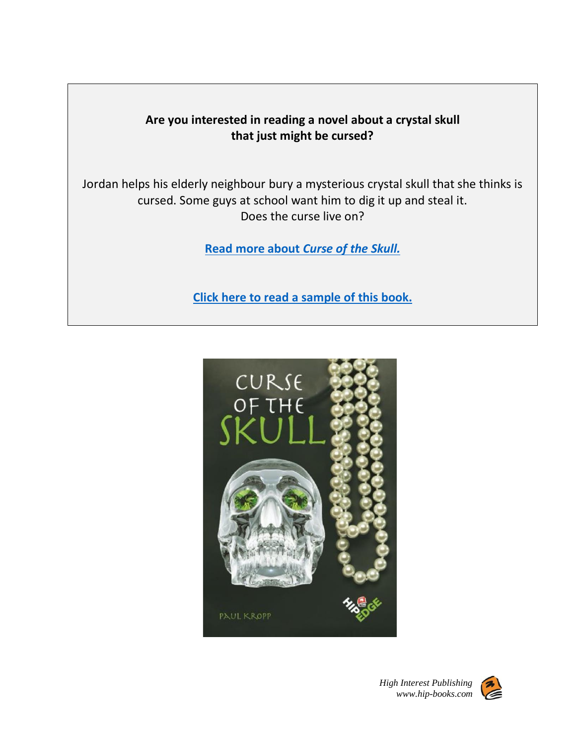**Are you interested in reading a novel about a crystal skull that just might be cursed?**

Jordan helps his elderly neighbour bury a mysterious crystal skull that she thinks is cursed. Some guys at school want him to dig it up and steal it.
Does the curse live on?

**Read more about *Curse of the Skull.***

**Click here to read a sample of this book.**

CURSE OF THE SKULL

PAUL KROPP

HIP EDGE

*High Interest Publishing*
*www.hip-books.com*